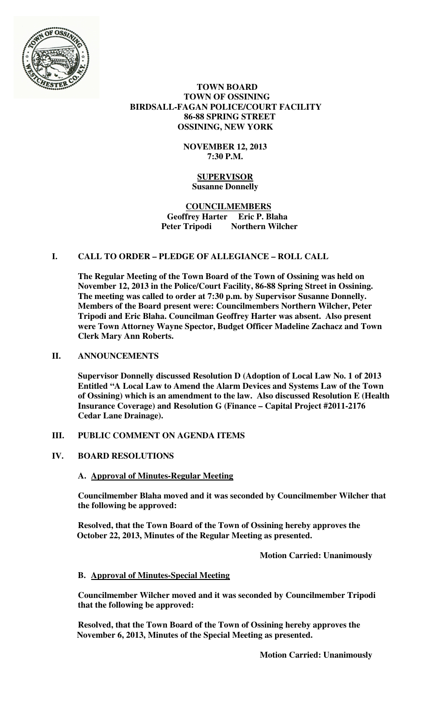**TOWN BOARD**
**TOWN OF OSSINING**
**BIRDSALL-FAGAN POLICE/COURT FACILITY**
**86-88 SPRING STREET**
**OSSINING, NEW YORK**

**NOVEMBER 12, 2013**
**7:30 P.M.**

**SUPERVISOR**
**Susanne Donnelly**

**COUNCILMEMBERS**
**Geoffrey Harter Eric P. Blaha**
**Peter Tripodi Northern Wilcher**

## I. CALL TO ORDER – PLEDGE OF ALLEGIANCE – ROLL CALL

**The Regular Meeting of the Town Board of the Town of Ossining was held on November 12, 2013 in the Police/Court Facility, 86-88 Spring Street in Ossining. The meeting was called to order at 7:30 p.m. by Supervisor Susanne Donnelly. Members of the Board present were: Councilmembers Northern Wilcher, Peter Tripodi and Eric Blaha. Councilman Geoffrey Harter was absent. Also present were Town Attorney Wayne Spector, Budget Officer Madeline Zachacz and Town Clerk Mary Ann Roberts.**

## II. ANNOUNCEMENTS

**Supervisor Donnelly discussed Resolution D (Adoption of Local Law No. 1 of 2013 Entitled "A Local Law to Amend the Alarm Devices and Systems Law of the Town of Ossining) which is an amendment to the law. Also discussed Resolution E (Health Insurance Coverage) and Resolution G (Finance – Capital Project #2011-2176 Cedar Lane Drainage).**

## III. PUBLIC COMMENT ON AGENDA ITEMS

## IV. BOARD RESOLUTIONS

### A. Approval of Minutes-Regular Meeting

**Councilmember Blaha moved and it was seconded by Councilmember Wilcher that the following be approved:**

**Resolved, that the Town Board of the Town of Ossining hereby approves the October 22, 2013, Minutes of the Regular Meeting as presented.**

**Motion Carried: Unanimously**

### B. Approval of Minutes-Special Meeting

**Councilmember Wilcher moved and it was seconded by Councilmember Tripodi that the following be approved:**

**Resolved, that the Town Board of the Town of Ossining hereby approves the November 6, 2013, Minutes of the Special Meeting as presented.**

**Motion Carried: Unanimously**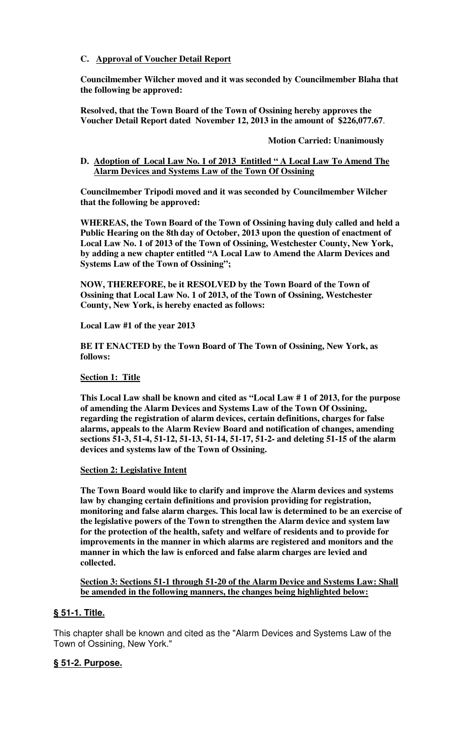**C. Approval of Voucher Detail Report**

**Councilmember Wilcher moved and it was seconded by Councilmember Blaha that the following be approved:**

**Resolved, that the Town Board of the Town of Ossining hereby approves the Voucher Detail Report dated November 12, 2013 in the amount of $226,077.67**.

**Motion Carried: Unanimously**

**D. Adoption of Local Law No. 1 of 2013 Entitled " A Local Law To Amend The Alarm Devices and Systems Law of the Town Of Ossining**

**Councilmember Tripodi moved and it was seconded by Councilmember Wilcher that the following be approved:**

**WHEREAS, the Town Board of the Town of Ossining having duly called and held a Public Hearing on the 8th day of October, 2013 upon the question of enactment of Local Law No. 1 of 2013 of the Town of Ossining, Westchester County, New York, by adding a new chapter entitled "A Local Law to Amend the Alarm Devices and Systems Law of the Town of Ossining";**

**NOW, THEREFORE, be it RESOLVED by the Town Board of the Town of Ossining that Local Law No. 1 of 2013, of the Town of Ossining, Westchester County, New York, is hereby enacted as follows:**

**Local Law #1 of the year 2013**

**BE IT ENACTED by the Town Board of The Town of Ossining, New York, as follows:**

**Section 1: Title**

**This Local Law shall be known and cited as "Local Law # 1 of 2013, for the purpose of amending the Alarm Devices and Systems Law of the Town Of Ossining, regarding the registration of alarm devices, certain definitions, charges for false alarms, appeals to the Alarm Review Board and notification of changes, amending sections 51-3, 51-4, 51-12, 51-13, 51-14, 51-17, 51-2- and deleting 51-15 of the alarm devices and systems law of the Town of Ossining.**

**Section 2: Legislative Intent**

**The Town Board would like to clarify and improve the Alarm devices and systems law by changing certain definitions and provision providing for registration, monitoring and false alarm charges. This local law is determined to be an exercise of the legislative powers of the Town to strengthen the Alarm device and system law for the protection of the health, safety and welfare of residents and to provide for improvements in the manner in which alarms are registered and monitors and the manner in which the law is enforced and false alarm charges are levied and collected.**

**Section 3: Sections 51-1 through 51-20 of the Alarm Device and Systems Law: Shall be amended in the following manners, the changes being highlighted below:**

## § 51-1. Title.

This chapter shall be known and cited as the "Alarm Devices and Systems Law of the Town of Ossining, New York."

## § 51-2. Purpose.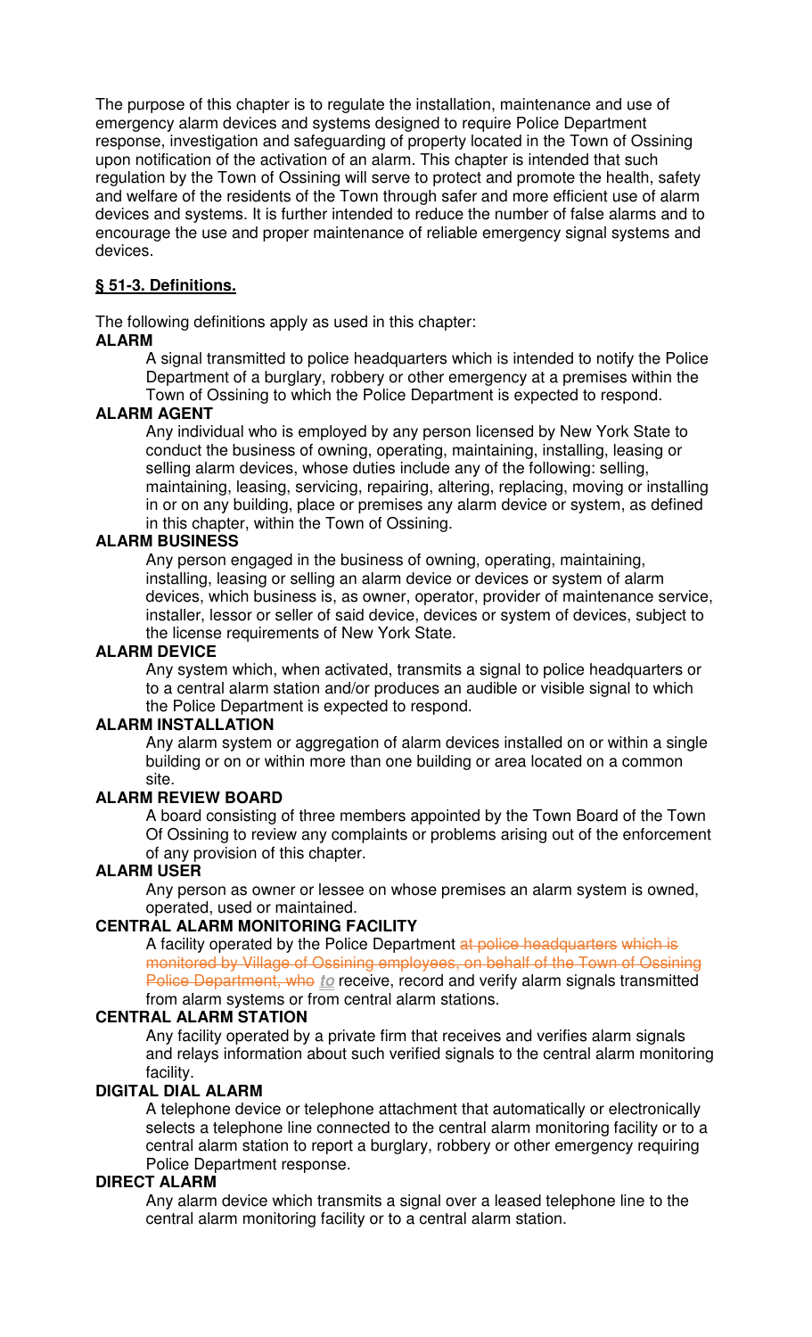The purpose of this chapter is to regulate the installation, maintenance and use of emergency alarm devices and systems designed to require Police Department response, investigation and safeguarding of property located in the Town of Ossining upon notification of the activation of an alarm. This chapter is intended that such regulation by the Town of Ossining will serve to protect and promote the health, safety and welfare of the residents of the Town through safer and more efficient use of alarm devices and systems. It is further intended to reduce the number of false alarms and to encourage the use and proper maintenance of reliable emergency signal systems and devices.

## § 51-3. Definitions.

The following definitions apply as used in this chapter:

**ALARM**

A signal transmitted to police headquarters which is intended to notify the Police Department of a burglary, robbery or other emergency at a premises within the Town of Ossining to which the Police Department is expected to respond.

**ALARM AGENT**

Any individual who is employed by any person licensed by New York State to conduct the business of owning, operating, maintaining, installing, leasing or selling alarm devices, whose duties include any of the following: selling, maintaining, leasing, servicing, repairing, altering, replacing, moving or installing in or on any building, place or premises any alarm device or system, as defined in this chapter, within the Town of Ossining.

**ALARM BUSINESS**

Any person engaged in the business of owning, operating, maintaining, installing, leasing or selling an alarm device or devices or system of alarm devices, which business is, as owner, operator, provider of maintenance service, installer, lessor or seller of said device, devices or system of devices, subject to the license requirements of New York State.

**ALARM DEVICE**

Any system which, when activated, transmits a signal to police headquarters or to a central alarm station and/or produces an audible or visible signal to which the Police Department is expected to respond.

**ALARM INSTALLATION**

Any alarm system or aggregation of alarm devices installed on or within a single building or on or within more than one building or area located on a common site.

**ALARM REVIEW BOARD**

A board consisting of three members appointed by the Town Board of the Town Of Ossining to review any complaints or problems arising out of the enforcement of any provision of this chapter.

**ALARM USER**

Any person as owner or lessee on whose premises an alarm system is owned, operated, used or maintained.

**CENTRAL ALARM MONITORING FACILITY**

A facility operated by the Police Department ~~at police headquarters which is monitored by Village of Ossining employees, on behalf of the Town of Ossining Police Department, who~~ ***to*** receive, record and verify alarm signals transmitted from alarm systems or from central alarm stations.

**CENTRAL ALARM STATION**

Any facility operated by a private firm that receives and verifies alarm signals and relays information about such verified signals to the central alarm monitoring facility.

**DIGITAL DIAL ALARM**

A telephone device or telephone attachment that automatically or electronically selects a telephone line connected to the central alarm monitoring facility or to a central alarm station to report a burglary, robbery or other emergency requiring Police Department response.

**DIRECT ALARM**

Any alarm device which transmits a signal over a leased telephone line to the central alarm monitoring facility or to a central alarm station.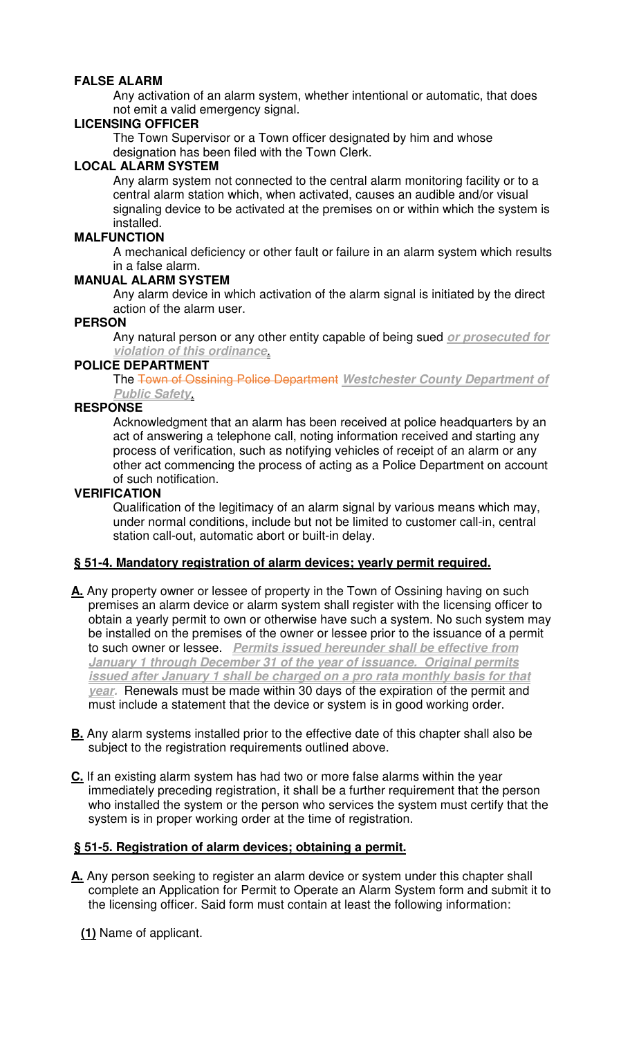**FALSE ALARM**

Any activation of an alarm system, whether intentional or automatic, that does not emit a valid emergency signal.

**LICENSING OFFICER**

The Town Supervisor or a Town officer designated by him and whose designation has been filed with the Town Clerk.

**LOCAL ALARM SYSTEM**

Any alarm system not connected to the central alarm monitoring facility or to a central alarm station which, when activated, causes an audible and/or visual signaling device to be activated at the premises on or within which the system is installed.

**MALFUNCTION**

A mechanical deficiency or other fault or failure in an alarm system which results in a false alarm.

**MANUAL ALARM SYSTEM**

Any alarm device in which activation of the alarm signal is initiated by the direct action of the alarm user.

**PERSON**

Any natural person or any other entity capable of being sued ***or prosecuted for violation of this ordinance***.

**POLICE DEPARTMENT**

The ~~Town of Ossining Police Department~~ ***Westchester County Department of Public Safety***.

**RESPONSE**

Acknowledgment that an alarm has been received at police headquarters by an act of answering a telephone call, noting information received and starting any process of verification, such as notifying vehicles of receipt of an alarm or any other act commencing the process of acting as a Police Department on account of such notification.

**VERIFICATION**

Qualification of the legitimacy of an alarm signal by various means which may, under normal conditions, include but not be limited to customer call-in, central station call-out, automatic abort or built-in delay.

**§ 51-4. Mandatory registration of alarm devices; yearly permit required.**

**A.** Any property owner or lessee of property in the Town of Ossining having on such premises an alarm device or alarm system shall register with the licensing officer to obtain a yearly permit to own or otherwise have such a system. No such system may be installed on the premises of the owner or lessee prior to the issuance of a permit to such owner or lessee. ***Permits issued hereunder shall be effective from January 1 through December 31 of the year of issuance. Original permits issued after January 1 shall be charged on a pro rata monthly basis for that year.*** Renewals must be made within 30 days of the expiration of the permit and must include a statement that the device or system is in good working order.

**B.** Any alarm systems installed prior to the effective date of this chapter shall also be subject to the registration requirements outlined above.

**C.** If an existing alarm system has had two or more false alarms within the year immediately preceding registration, it shall be a further requirement that the person who installed the system or the person who services the system must certify that the system is in proper working order at the time of registration.

**§ 51-5. Registration of alarm devices; obtaining a permit.**

**A.** Any person seeking to register an alarm device or system under this chapter shall complete an Application for Permit to Operate an Alarm System form and submit it to the licensing officer. Said form must contain at least the following information:

**(1)** Name of applicant.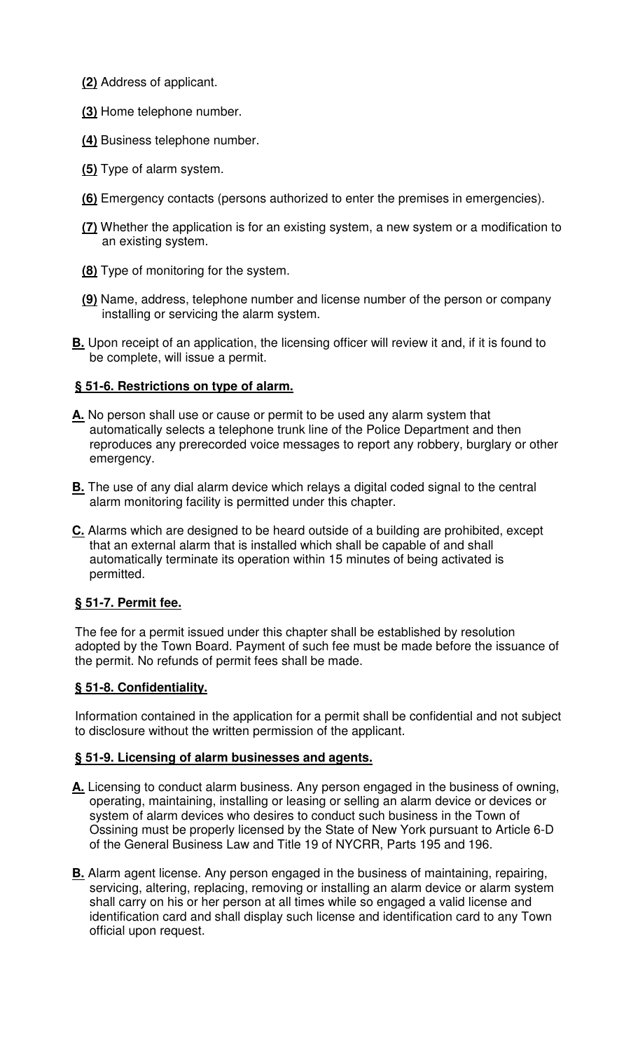**(2)** Address of applicant.

**(3)** Home telephone number.

**(4)** Business telephone number.

**(5)** Type of alarm system.

**(6)** Emergency contacts (persons authorized to enter the premises in emergencies).

**(7)** Whether the application is for an existing system, a new system or a modification to an existing system.

**(8)** Type of monitoring for the system.

**(9)** Name, address, telephone number and license number of the person or company installing or servicing the alarm system.

**B.** Upon receipt of an application, the licensing officer will review it and, if it is found to be complete, will issue a permit.

## § 51-6. Restrictions on type of alarm.

**A.** No person shall use or cause or permit to be used any alarm system that automatically selects a telephone trunk line of the Police Department and then reproduces any prerecorded voice messages to report any robbery, burglary or other emergency.

**B.** The use of any dial alarm device which relays a digital coded signal to the central alarm monitoring facility is permitted under this chapter.

**C.** Alarms which are designed to be heard outside of a building are prohibited, except that an external alarm that is installed which shall be capable of and shall automatically terminate its operation within 15 minutes of being activated is permitted.

## § 51-7. Permit fee.

The fee for a permit issued under this chapter shall be established by resolution adopted by the Town Board. Payment of such fee must be made before the issuance of the permit. No refunds of permit fees shall be made.

## § 51-8. Confidentiality.

Information contained in the application for a permit shall be confidential and not subject to disclosure without the written permission of the applicant.

## § 51-9. Licensing of alarm businesses and agents.

**A.** Licensing to conduct alarm business. Any person engaged in the business of owning, operating, maintaining, installing or leasing or selling an alarm device or devices or system of alarm devices who desires to conduct such business in the Town of Ossining must be properly licensed by the State of New York pursuant to Article 6-D of the General Business Law and Title 19 of NYCRR, Parts 195 and 196.

**B.** Alarm agent license. Any person engaged in the business of maintaining, repairing, servicing, altering, replacing, removing or installing an alarm device or alarm system shall carry on his or her person at all times while so engaged a valid license and identification card and shall display such license and identification card to any Town official upon request.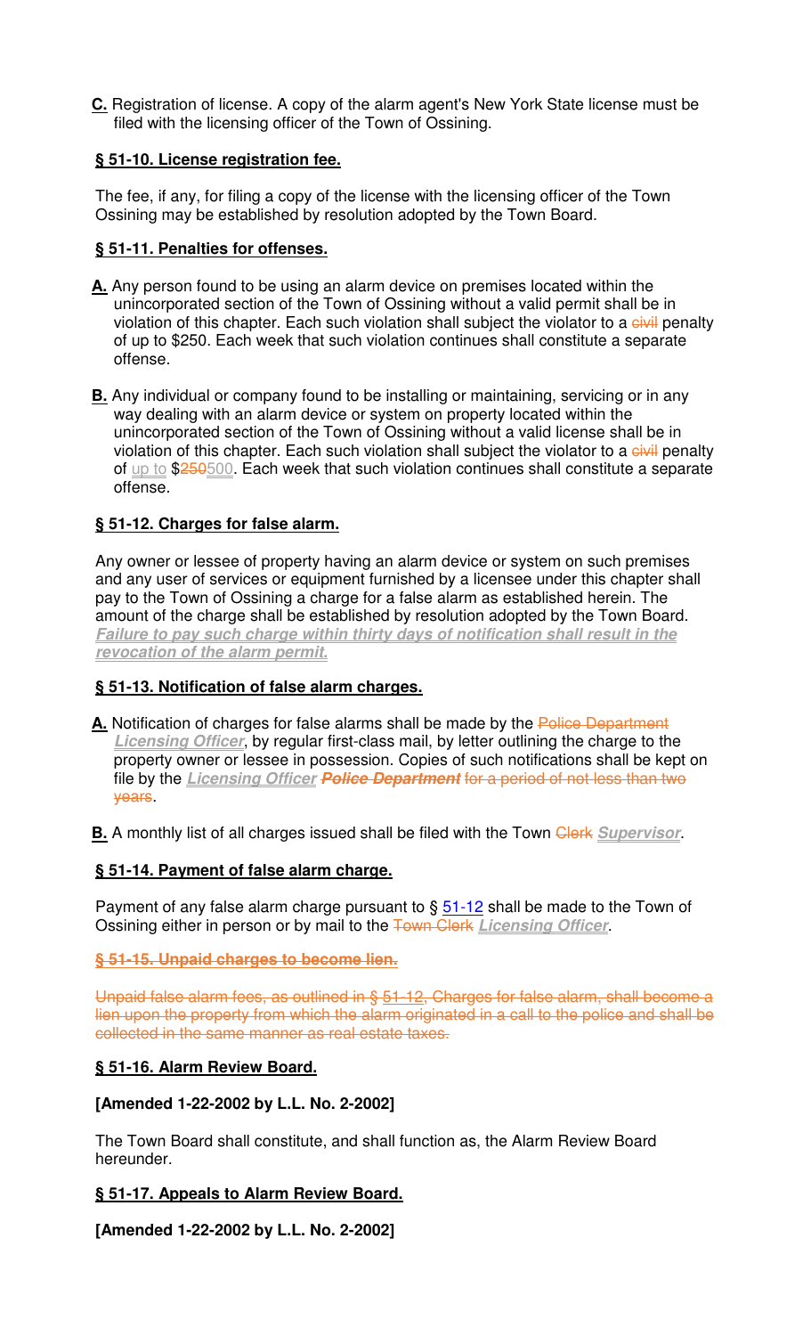**C.** Registration of license. A copy of the alarm agent's New York State license must be filed with the licensing officer of the Town of Ossining.

**§ 51-10. License registration fee.**

The fee, if any, for filing a copy of the license with the licensing officer of the Town Ossining may be established by resolution adopted by the Town Board.

**§ 51-11. Penalties for offenses.**

**A.** Any person found to be using an alarm device on premises located within the unincorporated section of the Town of Ossining without a valid permit shall be in violation of this chapter. Each such violation shall subject the violator to a ~~civil~~ penalty of up to $250. Each week that such violation continues shall constitute a separate offense.

**B.** Any individual or company found to be installing or maintaining, servicing or in any way dealing with an alarm device or system on property located within the unincorporated section of the Town of Ossining without a valid license shall be in violation of this chapter. Each such violation shall subject the violator to a ~~civil~~ penalty of up to $~~250~~500. Each week that such violation continues shall constitute a separate offense.

**§ 51-12. Charges for false alarm.**

Any owner or lessee of property having an alarm device or system on such premises and any user of services or equipment furnished by a licensee under this chapter shall pay to the Town of Ossining a charge for a false alarm as established herein. The amount of the charge shall be established by resolution adopted by the Town Board. ***Failure to pay such charge within thirty days of notification shall result in the revocation of the alarm permit.***

**§ 51-13. Notification of false alarm charges.**

**A.** Notification of charges for false alarms shall be made by the ~~Police Department~~ ***Licensing Officer***, by regular first-class mail, by letter outlining the charge to the property owner or lessee in possession. Copies of such notifications shall be kept on file by the ***Licensing Officer*** ~~***Police Department***~~ ~~for a period of not less than two years~~.

**B.** A monthly list of all charges issued shall be filed with the Town ~~Clerk~~ ***Supervisor***.

**§ 51-14. Payment of false alarm charge.**

Payment of any false alarm charge pursuant to § 51-12 shall be made to the Town of Ossining either in person or by mail to the ~~Town Clerk~~ ***Licensing Officer***.

~~**§ 51-15. Unpaid charges to become lien.**~~

~~Unpaid false alarm fees, as outlined in § 51-12, Charges for false alarm, shall become a lien upon the property from which the alarm originated in a call to the police and shall be collected in the same manner as real estate taxes.~~

**§ 51-16. Alarm Review Board.**

**[Amended 1-22-2002 by L.L. No. 2-2002]**

The Town Board shall constitute, and shall function as, the Alarm Review Board hereunder.

**§ 51-17. Appeals to Alarm Review Board.**

**[Amended 1-22-2002 by L.L. No. 2-2002]**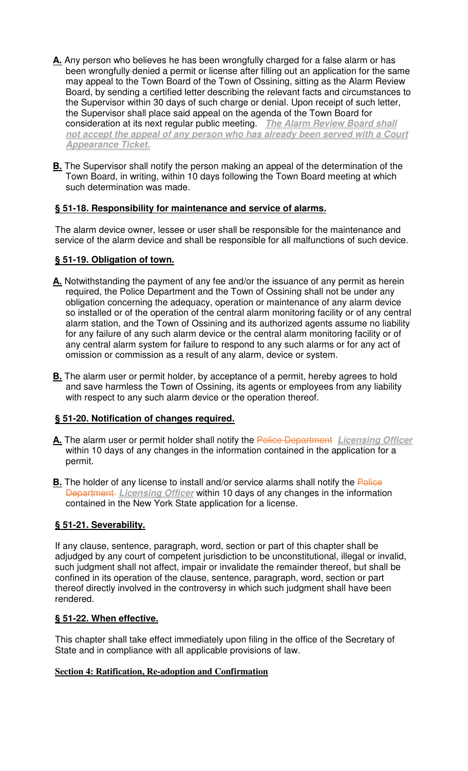**A.** Any person who believes he has been wrongfully charged for a false alarm or has been wrongfully denied a permit or license after filling out an application for the same may appeal to the Town Board of the Town of Ossining, sitting as the Alarm Review Board, by sending a certified letter describing the relevant facts and circumstances to the Supervisor within 30 days of such charge or denial. Upon receipt of such letter, the Supervisor shall place said appeal on the agenda of the Town Board for consideration at its next regular public meeting. ***The Alarm Review Board shall not accept the appeal of any person who has already been served with a Court Appearance Ticket.***

**B.** The Supervisor shall notify the person making an appeal of the determination of the Town Board, in writing, within 10 days following the Town Board meeting at which such determination was made.

**§ 51-18. Responsibility for maintenance and service of alarms.**

The alarm device owner, lessee or user shall be responsible for the maintenance and service of the alarm device and shall be responsible for all malfunctions of such device.

**§ 51-19. Obligation of town.**

**A.** Notwithstanding the payment of any fee and/or the issuance of any permit as herein required, the Police Department and the Town of Ossining shall not be under any obligation concerning the adequacy, operation or maintenance of any alarm device so installed or of the operation of the central alarm monitoring facility or of any central alarm station, and the Town of Ossining and its authorized agents assume no liability for any failure of any such alarm device or the central alarm monitoring facility or of any central alarm system for failure to respond to any such alarms or for any act of omission or commission as a result of any alarm, device or system.

**B.** The alarm user or permit holder, by acceptance of a permit, hereby agrees to hold and save harmless the Town of Ossining, its agents or employees from any liability with respect to any such alarm device or the operation thereof.

**§ 51-20. Notification of changes required.**

**A.** The alarm user or permit holder shall notify the ~~Police Department~~ ***Licensing Officer*** within 10 days of any changes in the information contained in the application for a permit.

**B.** The holder of any license to install and/or service alarms shall notify the ~~Police Department~~ ***Licensing Officer*** within 10 days of any changes in the information contained in the New York State application for a license.

**§ 51-21. Severability.**

If any clause, sentence, paragraph, word, section or part of this chapter shall be adjudged by any court of competent jurisdiction to be unconstitutional, illegal or invalid, such judgment shall not affect, impair or invalidate the remainder thereof, but shall be confined in its operation of the clause, sentence, paragraph, word, section or part thereof directly involved in the controversy in which such judgment shall have been rendered.

**§ 51-22. When effective.**

This chapter shall take effect immediately upon filing in the office of the Secretary of State and in compliance with all applicable provisions of law.

**Section 4: Ratification, Re-adoption and Confirmation**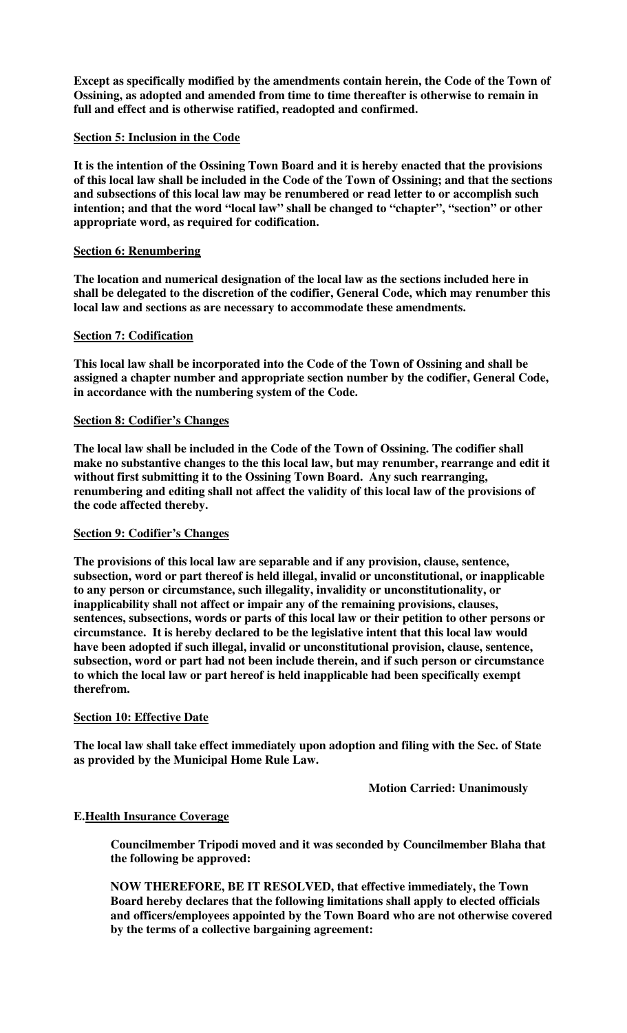**Except as specifically modified by the amendments contain herein, the Code of the Town of Ossining, as adopted and amended from time to time thereafter is otherwise to remain in full and effect and is otherwise ratified, readopted and confirmed.**

**Section 5: Inclusion in the Code**

**It is the intention of the Ossining Town Board and it is hereby enacted that the provisions of this local law shall be included in the Code of the Town of Ossining; and that the sections and subsections of this local law may be renumbered or read letter to or accomplish such intention; and that the word "local law" shall be changed to "chapter", "section" or other appropriate word, as required for codification.**

**Section 6: Renumbering**

**The location and numerical designation of the local law as the sections included here in shall be delegated to the discretion of the codifier, General Code, which may renumber this local law and sections as are necessary to accommodate these amendments.**

**Section 7: Codification**

**This local law shall be incorporated into the Code of the Town of Ossining and shall be assigned a chapter number and appropriate section number by the codifier, General Code, in accordance with the numbering system of the Code.**

**Section 8: Codifier's Changes**

**The local law shall be included in the Code of the Town of Ossining. The codifier shall make no substantive changes to the this local law, but may renumber, rearrange and edit it without first submitting it to the Ossining Town Board. Any such rearranging, renumbering and editing shall not affect the validity of this local law of the provisions of the code affected thereby.**

**Section 9: Codifier's Changes**

**The provisions of this local law are separable and if any provision, clause, sentence, subsection, word or part thereof is held illegal, invalid or unconstitutional, or inapplicable to any person or circumstance, such illegality, invalidity or unconstitutionality, or inapplicability shall not affect or impair any of the remaining provisions, clauses, sentences, subsections, words or parts of this local law or their petition to other persons or circumstance. It is hereby declared to be the legislative intent that this local law would have been adopted if such illegal, invalid or unconstitutional provision, clause, sentence, subsection, word or part had not been include therein, and if such person or circumstance to which the local law or part hereof is held inapplicable had been specifically exempt therefrom.**

**Section 10: Effective Date**

**The local law shall take effect immediately upon adoption and filing with the Sec. of State as provided by the Municipal Home Rule Law.**

**Motion Carried: Unanimously**

**E. Health Insurance Coverage**

**Councilmember Tripodi moved and it was seconded by Councilmember Blaha that the following be approved:**

**NOW THEREFORE, BE IT RESOLVED, that effective immediately, the Town Board hereby declares that the following limitations shall apply to elected officials and officers/employees appointed by the Town Board who are not otherwise covered by the terms of a collective bargaining agreement:**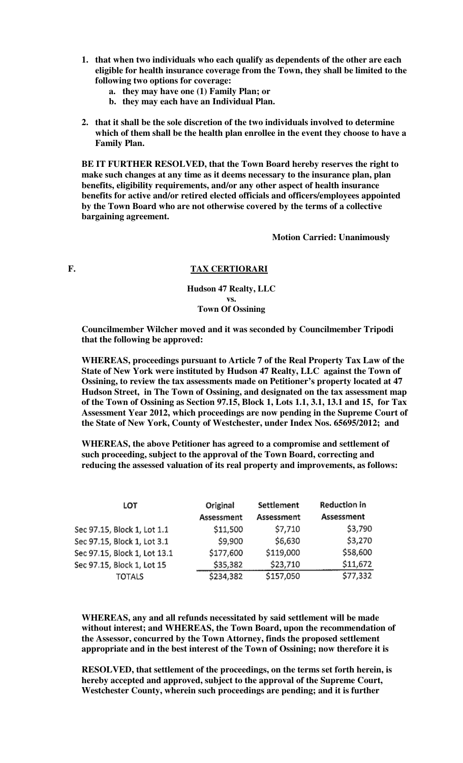1. **that when two individuals who each qualify as dependents of the other are each eligible for health insurance coverage from the Town, they shall be limited to the following two options for coverage:**
   a. **they may have one (1) Family Plan; or**
   b. **they may each have an Individual Plan.**

2. **that it shall be the sole discretion of the two individuals involved to determine which of them shall be the health plan enrollee in the event they choose to have a Family Plan.**

**BE IT FURTHER RESOLVED, that the Town Board hereby reserves the right to make such changes at any time as it deems necessary to the insurance plan, plan benefits, eligibility requirements, and/or any other aspect of health insurance benefits for active and/or retired elected officials and officers/employees appointed by the Town Board who are not otherwise covered by the terms of a collective bargaining agreement.**

**Motion Carried: Unanimously**

**F. TAX CERTIORARI**

**Hudson 47 Realty, LLC**
**vs.**
**Town Of Ossining**

**Councilmember Wilcher moved and it was seconded by Councilmember Tripodi that the following be approved:**

**WHEREAS, proceedings pursuant to Article 7 of the Real Property Tax Law of the State of New York were instituted by Hudson 47 Realty, LLC against the Town of Ossining, to review the tax assessments made on Petitioner's property located at 47 Hudson Street, in The Town of Ossining, and designated on the tax assessment map of the Town of Ossining as Section 97.15, Block 1, Lots 1.1, 3.1, 13.1 and 15, for Tax Assessment Year 2012, which proceedings are now pending in the Supreme Court of the State of New York, County of Westchester, under Index Nos. 65695/2012; and**

**WHEREAS, the above Petitioner has agreed to a compromise and settlement of such proceeding, subject to the approval of the Town Board, correcting and reducing the assessed valuation of its real property and improvements, as follows:**

| LOT | Original Assessment | Settlement Assessment | Reduction in Assessment |
|---|---|---|---|
| Sec 97.15, Block 1, Lot 1.1 | $11,500 | $7,710 | $3,790 |
| Sec 97.15, Block 1, Lot 3.1 | $9,900 | $6,630 | $3,270 |
| Sec 97.15, Block 1, Lot 13.1 | $177,600 | $119,000 | $58,600 |
| Sec 97.15, Block 1, Lot 15 | $35,382 | $23,710 | $11,672 |
| TOTALS | $234,382 | $157,050 | $77,332 |

**WHEREAS, any and all refunds necessitated by said settlement will be made without interest; and WHEREAS, the Town Board, upon the recommendation of the Assessor, concurred by the Town Attorney, finds the proposed settlement appropriate and in the best interest of the Town of Ossining; now therefore it is**

**RESOLVED, that settlement of the proceedings, on the terms set forth herein, is hereby accepted and approved, subject to the approval of the Supreme Court, Westchester County, wherein such proceedings are pending; and it is further**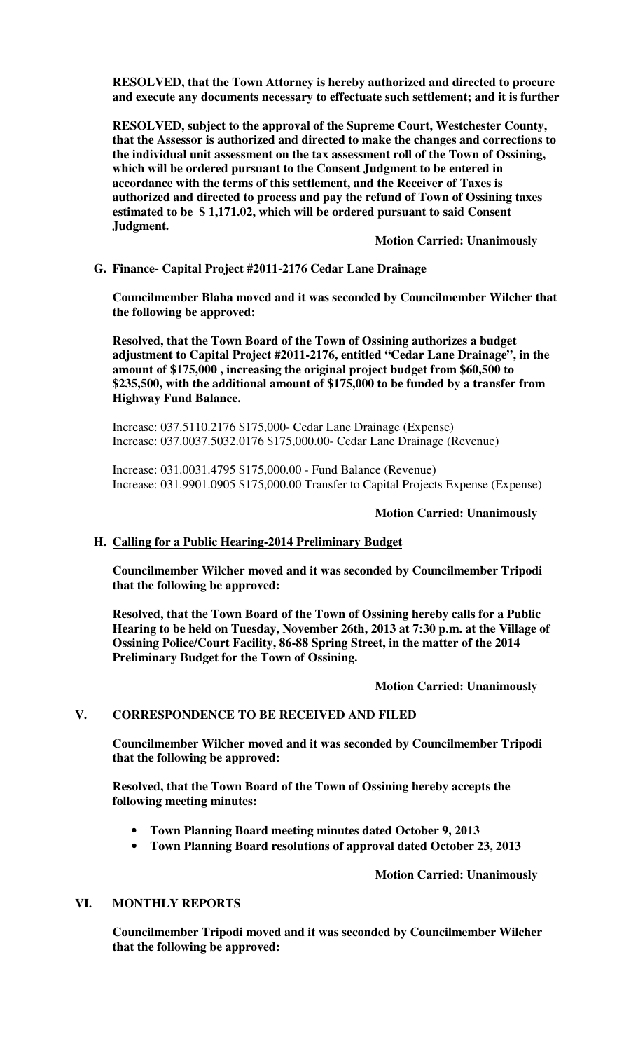**RESOLVED, that the Town Attorney is hereby authorized and directed to procure and execute any documents necessary to effectuate such settlement; and it is further**

**RESOLVED, subject to the approval of the Supreme Court, Westchester County, that the Assessor is authorized and directed to make the changes and corrections to the individual unit assessment on the tax assessment roll of the Town of Ossining, which will be ordered pursuant to the Consent Judgment to be entered in accordance with the terms of this settlement, and the Receiver of Taxes is authorized and directed to process and pay the refund of Town of Ossining taxes estimated to be $ 1,171.02, which will be ordered pursuant to said Consent Judgment.**

**Motion Carried: Unanimously**

**G. Finance- Capital Project #2011-2176 Cedar Lane Drainage**

**Councilmember Blaha moved and it was seconded by Councilmember Wilcher that the following be approved:**

**Resolved, that the Town Board of the Town of Ossining authorizes a budget adjustment to Capital Project #2011-2176, entitled "Cedar Lane Drainage", in the amount of $175,000 , increasing the original project budget from $60,500 to $235,500, with the additional amount of $175,000 to be funded by a transfer from Highway Fund Balance.**

Increase: 037.5110.2176 $175,000- Cedar Lane Drainage (Expense)
Increase: 037.0037.5032.0176 $175,000.00- Cedar Lane Drainage (Revenue)

Increase: 031.0031.4795 $175,000.00 - Fund Balance (Revenue)
Increase: 031.9901.0905 $175,000.00 Transfer to Capital Projects Expense (Expense)

**Motion Carried: Unanimously**

**H. Calling for a Public Hearing-2014 Preliminary Budget**

**Councilmember Wilcher moved and it was seconded by Councilmember Tripodi that the following be approved:**

**Resolved, that the Town Board of the Town of Ossining hereby calls for a Public Hearing to be held on Tuesday, November 26th, 2013 at 7:30 p.m. at the Village of Ossining Police/Court Facility, 86-88 Spring Street, in the matter of the 2014 Preliminary Budget for the Town of Ossining.**

**Motion Carried: Unanimously**

## V. CORRESPONDENCE TO BE RECEIVED AND FILED

**Councilmember Wilcher moved and it was seconded by Councilmember Tripodi that the following be approved:**

**Resolved, that the Town Board of the Town of Ossining hereby accepts the following meeting minutes:**

- **Town Planning Board meeting minutes dated October 9, 2013**
- **Town Planning Board resolutions of approval dated October 23, 2013**

**Motion Carried: Unanimously**

## VI. MONTHLY REPORTS

**Councilmember Tripodi moved and it was seconded by Councilmember Wilcher that the following be approved:**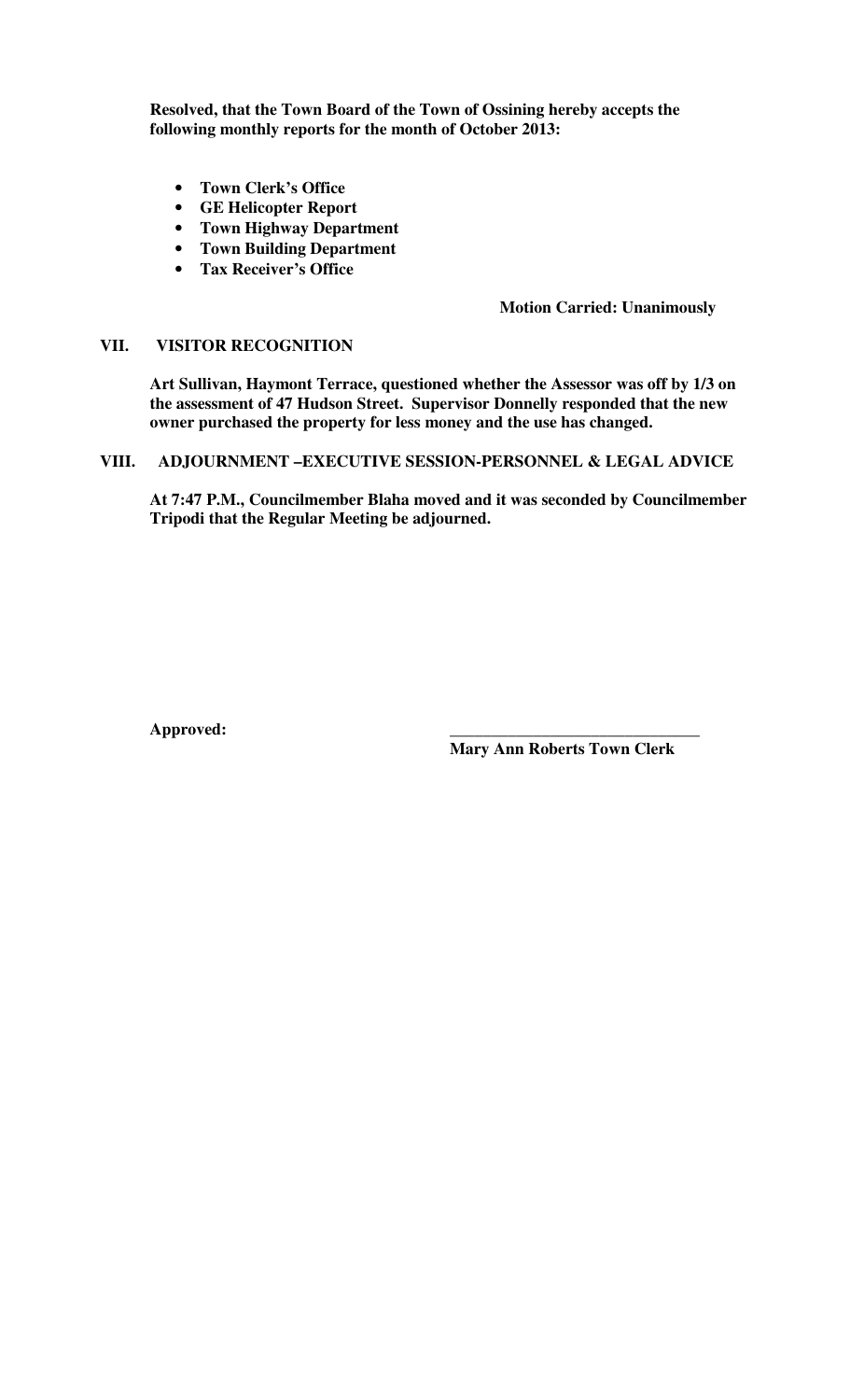**Resolved, that the Town Board of the Town of Ossining hereby accepts the following monthly reports for the month of October 2013:**

- **Town Clerk's Office**
- **GE Helicopter Report**
- **Town Highway Department**
- **Town Building Department**
- **Tax Receiver's Office**

**Motion Carried: Unanimously**

## VII. VISITOR RECOGNITION

**Art Sullivan, Haymont Terrace, questioned whether the Assessor was off by 1/3 on the assessment of 47 Hudson Street. Supervisor Donnelly responded that the new owner purchased the property for less money and the use has changed.**

## VIII. ADJOURNMENT –EXECUTIVE SESSION-PERSONNEL & LEGAL ADVICE

**At 7:47 P.M., Councilmember Blaha moved and it was seconded by Councilmember Tripodi that the Regular Meeting be adjourned.**

**Approved:** ______________________________

**Mary Ann Roberts Town Clerk**